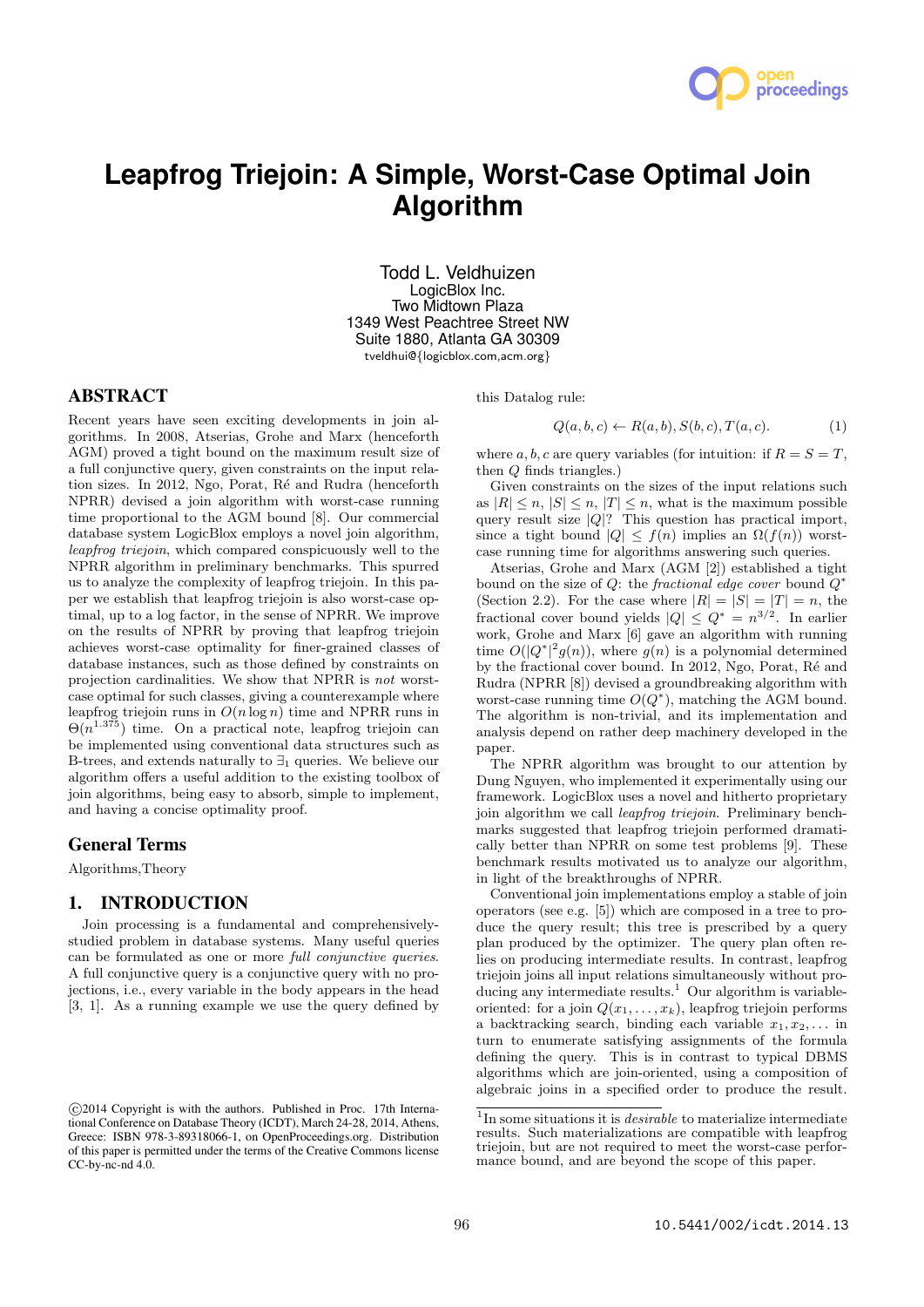# Leapfrog Triejoin: A Simple, Worst-Case Optimal Join Algorithm

Todd L. Veldhuizen
LogicBlox Inc.
Two Midtown Plaza
1349 West Peachtree Street NW
Suite 1880, Atlanta GA 30309
tveldhui@{logicblox.com,acm.org}

## ABSTRACT

Recent years have seen exciting developments in join algorithms. In 2008, Atserias, Grohe and Marx (henceforth AGM) proved a tight bound on the maximum result size of a full conjunctive query, given constraints on the input relation sizes. In 2012, Ngo, Porat, Ré and Rudra (henceforth NPRR) devised a join algorithm with worst-case running time proportional to the AGM bound [8]. Our commercial database system LogicBlox employs a novel join algorithm, *leapfrog triejoin*, which compared conspicuously well to the NPRR algorithm in preliminary benchmarks. This spurred us to analyze the complexity of leapfrog triejoin. In this paper we establish that leapfrog triejoin is also worst-case optimal, up to a log factor, in the sense of NPRR. We improve on the results of NPRR by proving that leapfrog triejoin achieves worst-case optimality for finer-grained classes of database instances, such as those defined by constraints on projection cardinalities. We show that NPRR is *not* worst-case optimal for such classes, giving a counterexample where leapfrog triejoin runs in $O(n \log n)$ time and NPRR runs in $\Theta(n^{1.375})$ time. On a practical note, leapfrog triejoin can be implemented using conventional data structures such as B-trees, and extends naturally to $\exists_1$ queries. We believe our algorithm offers a useful addition to the existing toolbox of join algorithms, being easy to absorb, simple to implement, and having a concise optimality proof.

## General Terms

Algorithms,Theory

## 1. INTRODUCTION

Join processing is a fundamental and comprehensively-studied problem in database systems. Many useful queries can be formulated as one or more *full conjunctive queries*. A full conjunctive query is a conjunctive query with no projections, i.e., every variable in the body appears in the head [3, 1]. As a running example we use the query defined by this Datalog rule:

$$Q(a, b, c) \leftarrow R(a, b), S(b, c), T(a, c). \tag{1}$$

where $a, b, c$ are query variables (for intuition: if $R = S = T$, then $Q$ finds triangles.)

Given constraints on the sizes of the input relations such as $|R| \leq n$, $|S| \leq n$, $|T| \leq n$, what is the maximum possible query result size $|Q|$? This question has practical import, since a tight bound $|Q| \leq f(n)$ implies an $\Omega(f(n))$ worst-case running time for algorithms answering such queries.

Atserias, Grohe and Marx (AGM [2]) established a tight bound on the size of $Q$: the *fractional edge cover* bound $Q^*$ (Section 2.2). For the case where $|R| = |S| = |T| = n$, the fractional cover bound yields $|Q| \leq Q^* = n^{3/2}$. In earlier work, Grohe and Marx [6] gave an algorithm with running time $O(|Q^*|^2 g(n))$, where $g(n)$ is a polynomial determined by the fractional cover bound. In 2012, Ngo, Porat, Ré and Rudra (NPRR [8]) devised a groundbreaking algorithm with worst-case running time $O(Q^*)$, matching the AGM bound. The algorithm is non-trivial, and its implementation and analysis depend on rather deep machinery developed in the paper.

The NPRR algorithm was brought to our attention by Dung Nguyen, who implemented it experimentally using our framework. LogicBlox uses a novel and hitherto proprietary join algorithm we call *leapfrog triejoin*. Preliminary benchmarks suggested that leapfrog triejoin performed dramatically better than NPRR on some test problems [9]. These benchmark results motivated us to analyze our algorithm, in light of the breakthroughs of NPRR.

Conventional join implementations employ a stable of join operators (see e.g. [5]) which are composed in a tree to produce the query result; this tree is prescribed by a query plan produced by the optimizer. The query plan often relies on producing intermediate results. In contrast, leapfrog triejoin joins all input relations simultaneously without producing any intermediate results.[1] Our algorithm is variable-oriented: for a join $Q(x_1, \ldots, x_k)$, leapfrog triejoin performs a backtracking search, binding each variable $x_1, x_2, \ldots$ in turn to enumerate satisfying assignments of the formula defining the query. This is in contrast to typical DBMS algorithms which are join-oriented, using a composition of algebraic joins in a specified order to produce the result.

[1] In some situations it is *desirable* to materialize intermediate results. Such materializations are compatible with leapfrog triejoin, but are not required to meet the worst-case performance bound, and are beyond the scope of this paper.

©2014 Copyright is with the authors. Published in Proc. 17th International Conference on Database Theory (ICDT), March 24-28, 2014, Athens, Greece: ISBN 978-3-89318066-1, on OpenProceedings.org. Distribution of this paper is permitted under the terms of the Creative Commons license CC-by-nc-nd 4.0.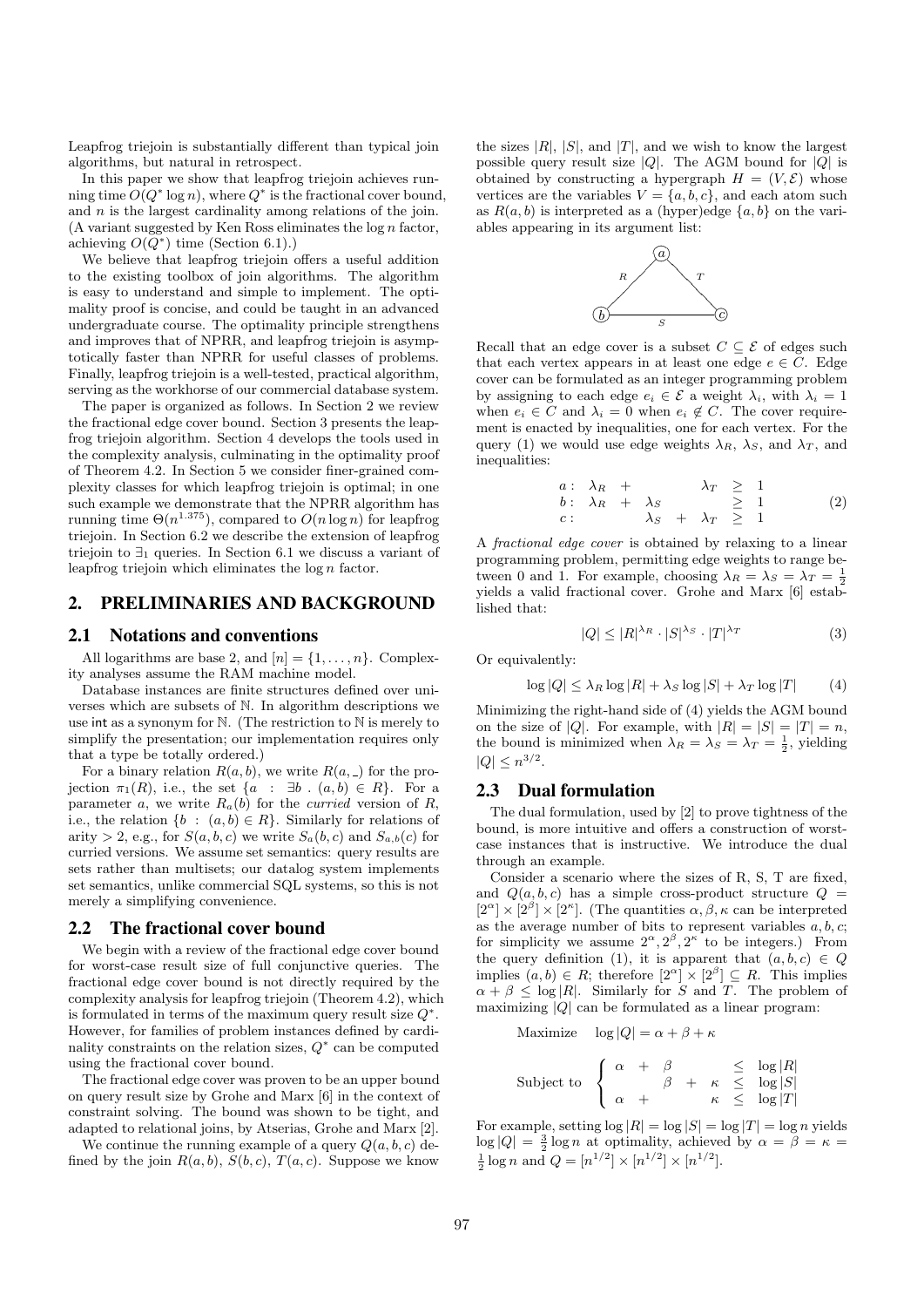Leapfrog triejoin is substantially different than typical join algorithms, but natural in retrospect.

In this paper we show that leapfrog triejoin achieves running time $O(Q^* \log n)$, where $Q^*$ is the fractional cover bound, and $n$ is the largest cardinality among relations of the join. (A variant suggested by Ken Ross eliminates the $\log n$ factor, achieving $O(Q^*)$ time (Section 6.1).)

We believe that leapfrog triejoin offers a useful addition to the existing toolbox of join algorithms. The algorithm is easy to understand and simple to implement. The optimality proof is concise, and could be taught in an advanced undergraduate course. The optimality principle strengthens and improves that of NPRR, and leapfrog triejoin is asymptotically faster than NPRR for useful classes of problems. Finally, leapfrog triejoin is a well-tested, practical algorithm, serving as the workhorse of our commercial database system.

The paper is organized as follows. In Section 2 we review the fractional edge cover bound. Section 3 presents the leapfrog triejoin algorithm. Section 4 develops the tools used in the complexity analysis, culminating in the optimality proof of Theorem 4.2. In Section 5 we consider finer-grained complexity classes for which leapfrog triejoin is optimal; in one such example we demonstrate that the NPRR algorithm has running time $\Theta(n^{1.375})$, compared to $O(n \log n)$ for leapfrog triejoin. In Section 6.2 we describe the extension of leapfrog triejoin to $\exists_1$ queries. In Section 6.1 we discuss a variant of leapfrog triejoin which eliminates the $\log n$ factor.

## 2. PRELIMINARIES AND BACKGROUND

### 2.1 Notations and conventions

All logarithms are base 2, and $[n] = \{1, \ldots, n\}$. Complexity analyses assume the RAM machine model.

Database instances are finite structures defined over universes which are subsets of $\mathbb{N}$. In algorithm descriptions we use int as a synonym for $\mathbb{N}$. (The restriction to $\mathbb{N}$ is merely to simplify the presentation; our implementation requires only that a type be totally ordered.)

For a binary relation $R(a, b)$, we write $R(a, \_)$ for the projection $\pi_1(R)$, i.e., the set $\{a \;:\; \exists b \;.\; (a, b) \in R\}$. For a parameter $a$, we write $R_a(b)$ for the *curried* version of $R$, i.e., the relation $\{b \;:\; (a, b) \in R\}$. Similarly for relations of arity $> 2$, e.g., for $S(a, b, c)$ we write $S_a(b, c)$ and $S_{a,b}(c)$ for curried versions. We assume set semantics: query results are sets rather than multisets; our datalog system implements set semantics, unlike commercial SQL systems, so this is not merely a simplifying convenience.

### 2.2 The fractional cover bound

We begin with a review of the fractional edge cover bound for worst-case result size of full conjunctive queries. The fractional edge cover bound is not directly required by the complexity analysis for leapfrog triejoin (Theorem 4.2), which is formulated in terms of the maximum query result size $Q^*$. However, for families of problem instances defined by cardinality constraints on the relation sizes, $Q^*$ can be computed using the fractional cover bound.

The fractional edge cover was proven to be an upper bound on query result size by Grohe and Marx [6] in the context of constraint solving. The bound was shown to be tight, and adapted to relational joins, by Atserias, Grohe and Marx [2].

We continue the running example of a query $Q(a, b, c)$ defined by the join $R(a, b)$, $S(b, c)$, $T(a, c)$. Suppose we know the sizes $|R|$, $|S|$, and $|T|$, and we wish to know the largest possible query result size $|Q|$. The AGM bound for $|Q|$ is obtained by constructing a hypergraph $H = (V, \mathcal{E})$ whose vertices are the variables $V = \{a, b, c\}$, and each atom such as $R(a, b)$ is interpreted as a (hyper)edge $\{a, b\}$ on the variables appearing in its argument list:

Recall that an edge cover is a subset $C \subseteq \mathcal{E}$ of edges such that each vertex appears in at least one edge $e \in C$. Edge cover can be formulated as an integer programming problem by assigning to each edge $e_i \in \mathcal{E}$ a weight $\lambda_i$, with $\lambda_i = 1$ when $e_i \in C$ and $\lambda_i = 0$ when $e_i \notin C$. The cover requirement is enacted by inequalities, one for each vertex. For the query (1) we would use edge weights $\lambda_R$, $\lambda_S$, and $\lambda_T$, and inequalities:

$$
\begin{array}{lccccccc}
a: & \lambda_R & + & & & \lambda_T & \geq & 1 \\
b: & \lambda_R & + & \lambda_S & & & \geq & 1 \\
c: & & & \lambda_S & + & \lambda_T & \geq & 1
\end{array}
\tag{2}
$$

A *fractional edge cover* is obtained by relaxing to a linear programming problem, permitting edge weights to range between 0 and 1. For example, choosing $\lambda_R = \lambda_S = \lambda_T = \frac{1}{2}$ yields a valid fractional cover. Grohe and Marx [6] established that:

$$
|Q| \leq |R|^{\lambda_R} \cdot |S|^{\lambda_S} \cdot |T|^{\lambda_T} \tag{3}
$$

Or equivalently:

$$
\log |Q| \leq \lambda_R \log |R| + \lambda_S \log |S| + \lambda_T \log |T| \tag{4}
$$

Minimizing the right-hand side of (4) yields the AGM bound on the size of $|Q|$. For example, with $|R| = |S| = |T| = n$, the bound is minimized when $\lambda_R = \lambda_S = \lambda_T = \frac{1}{2}$, yielding $|Q| \leq n^{3/2}$.

### 2.3 Dual formulation

The dual formulation, used by [2] to prove tightness of the bound, is more intuitive and offers a construction of worst-case instances that is instructive. We introduce the dual through an example.

Consider a scenario where the sizes of R, S, T are fixed, and $Q(a, b, c)$ has a simple cross-product structure $Q = [2^\alpha] \times [2^\beta] \times [2^\kappa]$. (The quantities $\alpha, \beta, \kappa$ can be interpreted as the average number of bits to represent variables $a, b, c$; for simplicity we assume $2^\alpha, 2^\beta, 2^\kappa$ to be integers.) From the query definition (1), it is apparent that $(a, b, c) \in Q$ implies $(a, b) \in R$; therefore $[2^\alpha] \times [2^\beta] \subseteq R$. This implies $\alpha + \beta \leq \log |R|$. Similarly for $S$ and $T$. The problem of maximizing $|Q|$ can be formulated as a linear program:

$$
\text{Maximize} \quad \log |Q| = \alpha + \beta + \kappa
$$

$$
\text{Subject to} \quad \left\{ \begin{array}{ccccccc}
\alpha & + & \beta & & & \leq & \log |R| \\
& & \beta & + & \kappa & \leq & \log |S| \\
\alpha & + & & & \kappa & \leq & \log |T|
\end{array} \right.
$$

For example, setting $\log |R| = \log |S| = \log |T| = \log n$ yields $\log |Q| = \frac{3}{2} \log n$ at optimality, achieved by $\alpha = \beta = \kappa = \frac{1}{2} \log n$ and $Q = [n^{1/2}] \times [n^{1/2}] \times [n^{1/2}]$.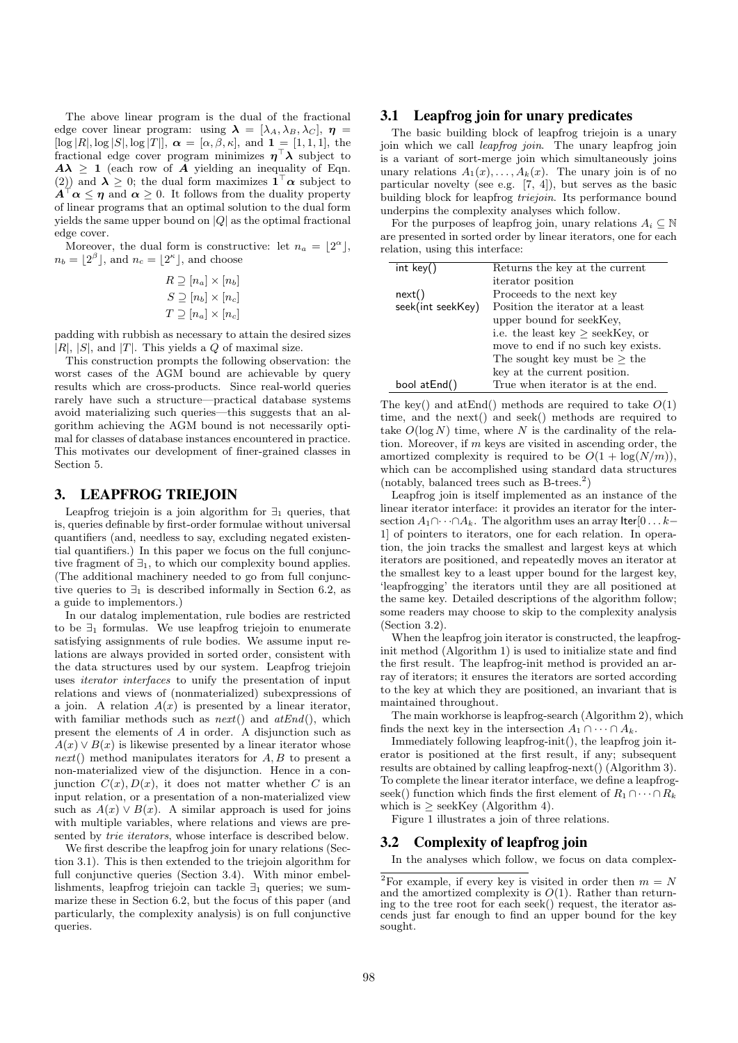The above linear program is the dual of the fractional edge cover linear program: using $\boldsymbol{\lambda} = [\lambda_A, \lambda_B, \lambda_C]$, $\boldsymbol{\eta} = [\log |R|, \log |S|, \log |T|]$, $\boldsymbol{\alpha} = [\alpha, \beta, \kappa]$, and $\mathbf{1} = [1, 1, 1]$, the fractional edge cover program minimizes $\boldsymbol{\eta}^\top \boldsymbol{\lambda}$ subject to $\boldsymbol{A}\boldsymbol{\lambda} \geq \mathbf{1}$ (each row of $\boldsymbol{A}$ yielding an inequality of Eqn. (2)) and $\boldsymbol{\lambda} \geq 0$; the dual form maximizes $\mathbf{1}^\top \boldsymbol{\alpha}$ subject to $\boldsymbol{A}^\top \boldsymbol{\alpha} \leq \boldsymbol{\eta}$ and $\boldsymbol{\alpha} \geq 0$. It follows from the duality property of linear programs that an optimal solution to the dual form yields the same upper bound on $|Q|$ as the optimal fractional edge cover.

Moreover, the dual form is constructive: let $n_a = \lfloor 2^\alpha \rfloor$, $n_b = \lfloor 2^\beta \rfloor$, and $n_c = \lfloor 2^\kappa \rfloor$, and choose

$$R \supseteq [n_a] \times [n_b]$$
$$S \supseteq [n_b] \times [n_c]$$
$$T \supseteq [n_a] \times [n_c]$$

padding with rubbish as necessary to attain the desired sizes $|R|$, $|S|$, and $|T|$. This yields a $Q$ of maximal size.

This construction prompts the following observation: the worst cases of the AGM bound are achievable by query results which are cross-products. Since real-world queries rarely have such a structure—practical database systems avoid materializing such queries—this suggests that an algorithm achieving the AGM bound is not necessarily optimal for classes of database instances encountered in practice. This motivates our development of finer-grained classes in Section 5.

# 3. LEAPFROG TRIEJOIN

Leapfrog triejoin is a join algorithm for $\exists_1$ queries, that is, queries definable by first-order formulae without universal quantifiers (and, needless to say, excluding negated existential quantifiers.) In this paper we focus on the full conjunctive fragment of $\exists_1$, to which our complexity bound applies. (The additional machinery needed to go from full conjunctive queries to $\exists_1$ is described informally in Section 6.2, as a guide to implementors.)

In our datalog implementation, rule bodies are restricted to be $\exists_1$ formulas. We use leapfrog triejoin to enumerate satisfying assignments of rule bodies. We assume input relations are always provided in sorted order, consistent with the data structures used by our system. Leapfrog triejoin uses *iterator interfaces* to unify the presentation of input relations and views of (nonmaterialized) subexpressions of a join. A relation $A(x)$ is presented by a linear iterator, with familiar methods such as *next*() and *atEnd*(), which present the elements of $A$ in order. A disjunction such as $A(x) \vee B(x)$ is likewise presented by a linear iterator whose *next*() method manipulates iterators for $A, B$ to present a non-materialized view of the disjunction. Hence in a conjunction $C(x), D(x)$, it does not matter whether $C$ is an input relation, or a presentation of a non-materialized view such as $A(x) \vee B(x)$. A similar approach is used for joins with multiple variables, where relations and views are presented by *trie iterators*, whose interface is described below.

We first describe the leapfrog join for unary relations (Section 3.1). This is then extended to the triejoin algorithm for full conjunctive queries (Section 3.4). With minor embellishments, leapfrog triejoin can tackle $\exists_1$ queries; we summarize these in Section 6.2, but the focus of this paper (and particularly, the complexity analysis) is on full conjunctive queries.

## 3.1 Leapfrog join for unary predicates

The basic building block of leapfrog triejoin is a unary join which we call *leapfrog join*. The unary leapfrog join is a variant of sort-merge join which simultaneously joins unary relations $A_1(x), \ldots, A_k(x)$. The unary join is of no particular novelty (see e.g. [7, 4]), but serves as the basic building block for leapfrog *triejoin*. Its performance bound underpins the complexity analyses which follow.

For the purposes of leapfrog join, unary relations $A_i \subseteq \mathbb{N}$ are presented in sorted order by linear iterators, one for each relation, using this interface:

| | |
|---|---|
| `int key()` | Returns the key at the current iterator position |
| `next()` | Proceeds to the next key |
| `seek(int seekKey)` | Position the iterator at a least upper bound for seekKey, i.e. the least key $\geq$ seekKey, or move to end if no such key exists. The sought key must be $\geq$ the key at the current position. |
| `bool atEnd()` | True when iterator is at the end. |

The key() and atEnd() methods are required to take $O(1)$ time, and the next() and seek() methods are required to take $O(\log N)$ time, where $N$ is the cardinality of the relation. Moreover, if $m$ keys are visited in ascending order, the amortized complexity is required to be $O(1 + \log(N/m))$, which can be accomplished using standard data structures (notably, balanced trees such as B-trees.[2])

Leapfrog join is itself implemented as an instance of the linear iterator interface: it provides an iterator for the intersection $A_1 \cap \cdots \cap A_k$. The algorithm uses an array $\mathsf{Iter}[0 \ldots k-1]$ of pointers to iterators, one for each relation. In operation, the join tracks the smallest and largest keys at which iterators are positioned, and repeatedly moves an iterator at the smallest key to a least upper bound for the largest key, 'leapfrogging' the iterators until they are all positioned at the same key. Detailed descriptions of the algorithm follow; some readers may choose to skip to the complexity analysis (Section 3.2).

When the leapfrog join iterator is constructed, the leapfrog-init method (Algorithm 1) is used to initialize state and find the first result. The leapfrog-init method is provided an array of iterators; it ensures the iterators are sorted according to the key at which they are positioned, an invariant that is maintained throughout.

The main workhorse is leapfrog-search (Algorithm 2), which finds the next key in the intersection $A_1 \cap \cdots \cap A_k$.

Immediately following leapfrog-init(), the leapfrog join iterator is positioned at the first result, if any; subsequent results are obtained by calling leapfrog-next() (Algorithm 3). To complete the linear iterator interface, we define a leapfrog-seek() function which finds the first element of $R_1 \cap \cdots \cap R_k$ which is $\geq$ seekKey (Algorithm 4).

Figure 1 illustrates a join of three relations.

## 3.2 Complexity of leapfrog join

In the analyses which follow, we focus on data complex-

[2] For example, if every key is visited in order then $m = N$ and the amortized complexity is $O(1)$. Rather than returning to the tree root for each seek() request, the iterator ascends just far enough to find an upper bound for the key sought.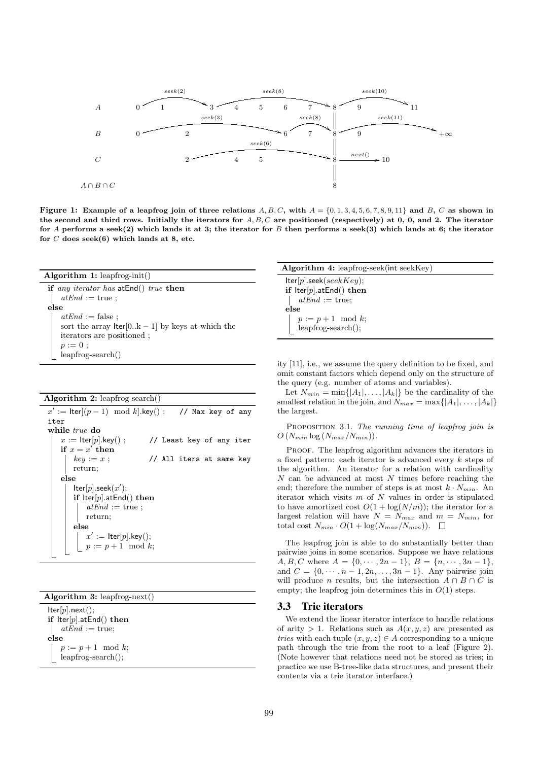Figure 1: Example of a leapfrog join of three relations $A, B, C$, with $A = \{0, 1, 3, 4, 5, 6, 7, 8, 9, 11\}$ and $B$, $C$ as shown in the second and third rows. Initially the iterators for $A, B, C$ are positioned (respectively) at 0, 0, and 2. The iterator for $A$ performs a seek(2) which lands it at 3; the iterator for $B$ then performs a seek(3) which lands at 6; the iterator for $C$ does seek(6) which lands at 8, etc.

**Algorithm 1:** leapfrog-init()

```
if any iterator has atEnd() true then
    atEnd := true ;
else
    atEnd := false ;
    sort the array Iter[0..k − 1] by keys at which the
    iterators are positioned ;
    p := 0 ;
    leapfrog-search()
```

**Algorithm 2:** leapfrog-search()

```
x' := Iter[(p − 1) mod k].key() ;    // Max key of any iter
while true do
    x := Iter[p].key() ;             // Least key of any iter
    if x = x' then
        key := x ;                   // All iters at same key
        return;
    else
        Iter[p].seek(x');
        if Iter[p].atEnd() then
            atEnd := true ;
            return;
        else
            x' := Iter[p].key();
            p := p + 1 mod k;
```

**Algorithm 3:** leapfrog-next()

```
Iter[p].next();
if Iter[p].atEnd() then
    atEnd := true;
else
    p := p + 1 mod k;
    leapfrog-search();
```

**Algorithm 4:** leapfrog-seek(int seekKey)

```
Iter[p].seek(seekKey);
if Iter[p].atEnd() then
    atEnd := true;
else
    p := p + 1 mod k;
    leapfrog-search();
```

ity [11], i.e., we assume the query definition to be fixed, and omit constant factors which depend only on the structure of the query (e.g. number of atoms and variables).

Let $N_{min} = \min\{|A_1|, \ldots, |A_k|\}$ be the cardinality of the smallest relation in the join, and $N_{max} = \max\{|A_1|, \ldots, |A_k|\}$ the largest.

Proposition 3.1. *The running time of leapfrog join is* $O(N_{min} \log(N_{max}/N_{min}))$.

Proof. The leapfrog algorithm advances the iterators in a fixed pattern: each iterator is advanced every $k$ steps of the algorithm. An iterator for a relation with cardinality $N$ can be advanced at most $N$ times before reaching the end; therefore the number of steps is at most $k \cdot N_{min}$. An iterator which visits $m$ of $N$ values in order is stipulated to have amortized cost $O(1 + \log(N/m))$; the iterator for a largest relation will have $N = N_{max}$ and $m = N_{min}$, for total cost $N_{min} \cdot O(1 + \log(N_{max}/N_{min}))$. □

The leapfrog join is able to do substantially better than pairwise joins in some scenarios. Suppose we have relations $A, B, C$ where $A = \{0, \cdots, 2n-1\}$, $B = \{n, \cdots, 3n-1\}$, and $C = \{0, \cdots, n-1, 2n, \ldots, 3n-1\}$. Any pairwise join will produce $n$ results, but the intersection $A \cap B \cap C$ is empty; the leapfrog join determines this in $O(1)$ steps.

## 3.3 Trie iterators

We extend the linear iterator interface to handle relations of arity $> 1$. Relations such as $A(x, y, z)$ are presented as *tries* with each tuple $(x, y, z) \in A$ corresponding to a unique path through the trie from the root to a leaf (Figure 2). (Note however that relations need not be stored as tries; in practice we use B-tree-like data structures, and present their contents via a trie iterator interface.)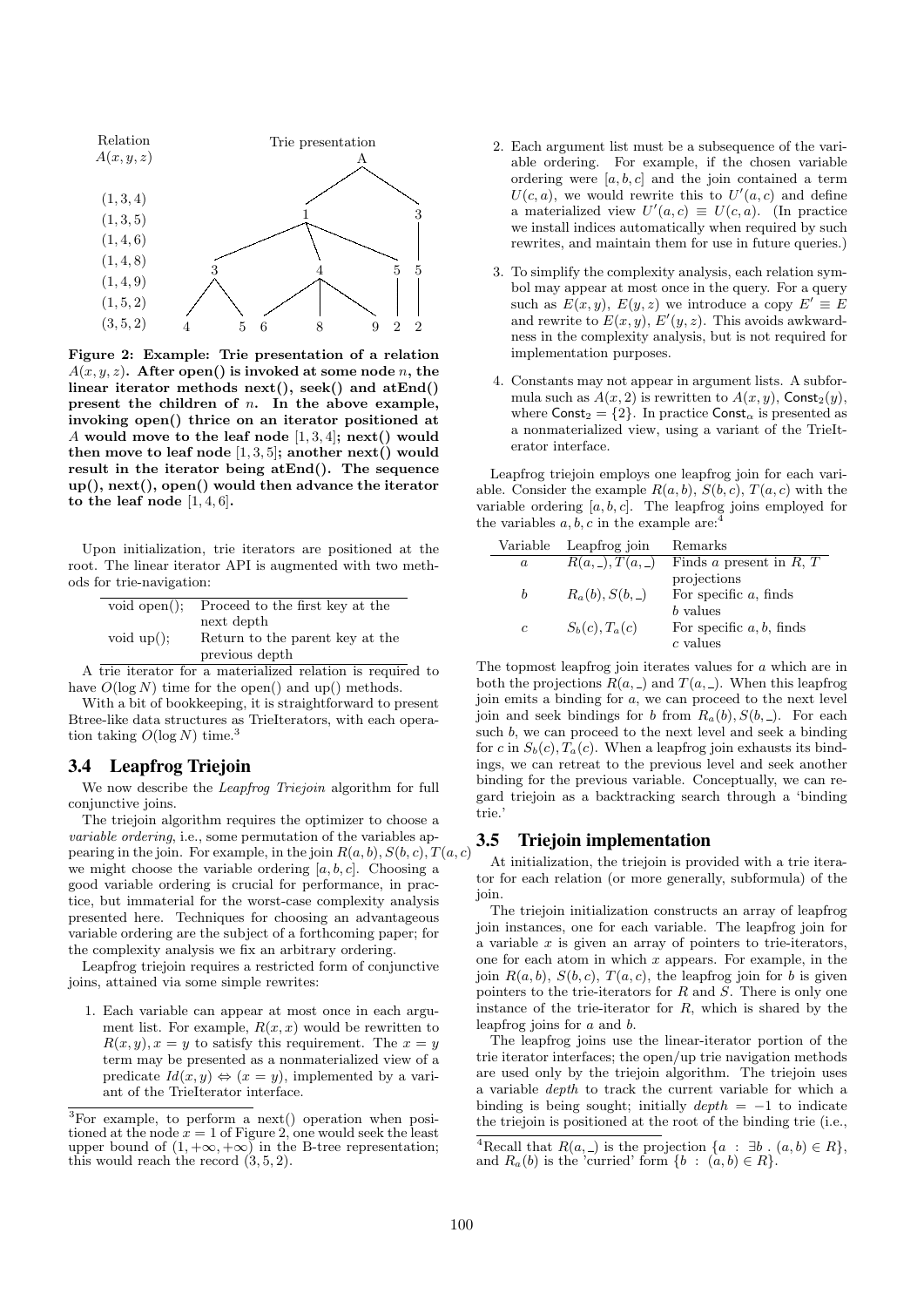Relation $A(x, y, z)$

(1, 3, 4)
(1, 3, 5)
(1, 4, 6)
(1, 4, 8)
(1, 4, 9)
(1, 5, 2)
(3, 5, 2)

Trie presentation

**Figure 2: Example: Trie presentation of a relation $A(x, y, z)$. After open() is invoked at some node $n$, the linear iterator methods next(), seek() and atEnd() present the children of $n$. In the above example, invoking open() thrice on an iterator positioned at $A$ would move to the leaf node $[1, 3, 4]$; next() would then move to leaf node $[1, 3, 5]$; another next() would result in the iterator being atEnd(). The sequence up(), next(), open() would then advance the iterator to the leaf node $[1, 4, 6]$.**

Upon initialization, trie iterators are positioned at the root. The linear iterator API is augmented with two methods for trie-navigation:

| | |
|---|---|
| void open(); | Proceed to the first key at the next depth |
| void up(); | Return to the parent key at the previous depth |

A trie iterator for a materialized relation is required to have $O(\log N)$ time for the open() and up() methods.

With a bit of bookkeeping, it is straightforward to present Btree-like data structures as TrieIterators, with each operation taking $O(\log N)$ time.[3]

## 3.4 Leapfrog Triejoin

We now describe the *Leapfrog Triejoin* algorithm for full conjunctive joins.

The triejoin algorithm requires the optimizer to choose a *variable ordering*, i.e., some permutation of the variables appearing in the join. For example, in the join $R(a, b), S(b, c), T(a, c)$ we might choose the variable ordering $[a, b, c]$. Choosing a good variable ordering is crucial for performance, in practice, but immaterial for the worst-case complexity analysis presented here. Techniques for choosing an advantageous variable ordering are the subject of a forthcoming paper; for the complexity analysis we fix an arbitrary ordering.

Leapfrog triejoin requires a restricted form of conjunctive joins, attained via some simple rewrites:

1. Each variable can appear at most once in each argument list. For example, $R(x, x)$ would be rewritten to $R(x, y), x = y$ to satisfy this requirement. The $x = y$ term may be presented as a nonmaterialized view of a predicate $Id(x, y) \Leftrightarrow (x = y)$, implemented by a variant of the TrieIterator interface.

2. Each argument list must be a subsequence of the variable ordering. For example, if the chosen variable ordering were $[a, b, c]$ and the join contained a term $U(c, a)$, we would rewrite this to $U'(a, c)$ and define a materialized view $U'(a, c) \equiv U(c, a)$. (In practice we install indices automatically when required by such rewrites, and maintain them for use in future queries.)

3. To simplify the complexity analysis, each relation symbol may appear at most once in the query. For a query such as $E(x, y)$, $E(y, z)$ we introduce a copy $E' \equiv E$ and rewrite to $E(x, y)$, $E'(y, z)$. This avoids awkwardness in the complexity analysis, but is not required for implementation purposes.

4. Constants may not appear in argument lists. A subformula such as $A(x, 2)$ is rewritten to $A(x, y)$, $\mathsf{Const}_2(y)$, where $\mathsf{Const}_2 = \{2\}$. In practice $\mathsf{Const}_\alpha$ is presented as a nonmaterialized view, using a variant of the TrieIterator interface.

Leapfrog triejoin employs one leapfrog join for each variable. Consider the example $R(a, b)$, $S(b, c)$, $T(a, c)$ with the variable ordering $[a, b, c]$. The leapfrog joins employed for the variables $a, b, c$ in the example are:[4]

| Variable | Leapfrog join | Remarks |
|---|---|---|
| $a$ | $R(a, \_), T(a, \_)$ | Finds $a$ present in $R$, $T$ projections |
| $b$ | $R_a(b), S(b, \_)$ | For specific $a$, finds $b$ values |
| $c$ | $S_b(c), T_a(c)$ | For specific $a, b$, finds $c$ values |

The topmost leapfrog join iterates values for $a$ which are in both the projections $R(a, \_)$ and $T(a, \_)$. When this leapfrog join emits a binding for $a$, we can proceed to the next level join and seek bindings for $b$ from $R_a(b), S(b, \_)$. For each such $b$, we can proceed to the next level and seek a binding for $c$ in $S_b(c), T_a(c)$. When a leapfrog join exhausts its bindings, we can retreat to the previous level and seek another binding for the previous variable. Conceptually, we can regard triejoin as a backtracking search through a 'binding trie.'

## 3.5 Triejoin implementation

At initialization, the triejoin is provided with a trie iterator for each relation (or more generally, subformula) of the join.

The triejoin initialization constructs an array of leapfrog join instances, one for each variable. The leapfrog join for a variable $x$ is given an array of pointers to trie-iterators, one for each atom in which $x$ appears. For example, in the join $R(a, b)$, $S(b, c)$, $T(a, c)$, the leapfrog join for $b$ is given pointers to the trie-iterators for $R$ and $S$. There is only one instance of the trie-iterator for $R$, which is shared by the leapfrog joins for $a$ and $b$.

The leapfrog joins use the linear-iterator portion of the trie iterator interfaces; the open/up trie navigation methods are used only by the triejoin algorithm. The triejoin uses a variable *depth* to track the current variable for which a binding is being sought; initially $depth = -1$ to indicate the triejoin is positioned at the root of the binding trie (i.e.,

[3] For example, to perform a next() operation when positioned at the node $x = 1$ of Figure 2, one would seek the least upper bound of $(1, +\infty, +\infty)$ in the B-tree representation; this would reach the record $(3, 5, 2)$.

[4] Recall that $R(a, \_)$ is the projection $\{a \ : \ \exists b \ . \ (a, b) \in R\}$, and $R_a(b)$ is the 'curried' form $\{b \ : \ (a, b) \in R\}$.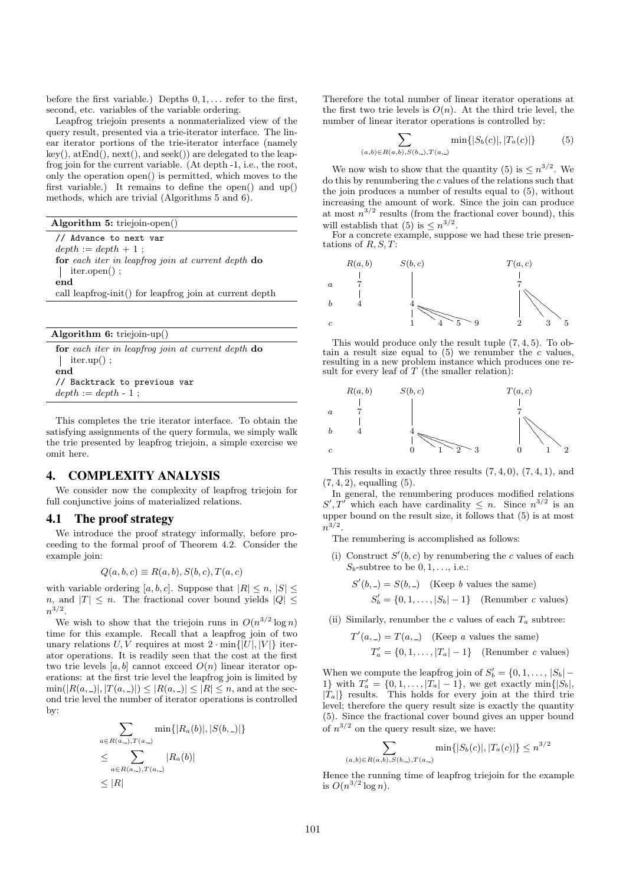before the first variable.) Depths $0, 1, \ldots$ refer to the first, second, etc. variables of the variable ordering.

Leapfrog triejoin presents a nonmaterialized view of the query result, presented via a trie-iterator interface. The linear iterator portions of the trie-iterator interface (namely key(), atEnd(), next(), and seek()) are delegated to the leapfrog join for the current variable. (At depth -1, i.e., the root, only the operation open() is permitted, which moves to the first variable.) It remains to define the open() and up() methods, which are trivial (Algorithms 5 and 6).

**Algorithm 5:** triejoin-open()

```
// Advance to next var
depth := depth + 1 ;
for each iter in leapfrog join at current depth do
    iter.open() ;
end
call leapfrog-init() for leapfrog join at current depth
```

**Algorithm 6:** triejoin-up()

```
for each iter in leapfrog join at current depth do
    iter.up() ;
end
// Backtrack to previous var
depth := depth - 1 ;
```

This completes the trie iterator interface. To obtain the satisfying assignments of the query formula, we simply walk the trie presented by leapfrog triejoin, a simple exercise we omit here.

## 4. COMPLEXITY ANALYSIS

We consider now the complexity of leapfrog triejoin for full conjunctive joins of materialized relations.

### 4.1 The proof strategy

We introduce the proof strategy informally, before proceeding to the formal proof of Theorem 4.2. Consider the example join:

$$Q(a,b,c) \equiv R(a,b), S(b,c), T(a,c)$$

with variable ordering $[a,b,c]$. Suppose that $|R| \leq n$, $|S| \leq n$, and $|T| \leq n$. The fractional cover bound yields $|Q| \leq n^{3/2}$.

We wish to show that the triejoin runs in $O(n^{3/2} \log n)$ time for this example. Recall that a leapfrog join of two unary relations $U, V$ requires at most $2 \cdot \min\{|U|, |V|\}$ iterator operations. It is readily seen that the cost at the first two trie levels $[a,b]$ cannot exceed $O(n)$ linear iterator operations: at the first trie level the leapfrog join is limited by $\min(|R(a,\_)|, |T(a,\_)|) \leq |R(a,\_)| \leq |R| \leq n$, and at the second trie level the number of iterator operations is controlled by:

$$\begin{aligned}
&\sum_{a \in R(a,\_),T(a,\_)} \min\{|R_a(b)|, |S(b,\_)|\} \\
&\leq \sum_{a \in R(a,\_),T(a,\_)} |R_a(b)| \\
&\leq |R|
\end{aligned}$$

Therefore the total number of linear iterator operations at the first two trie levels is $O(n)$. At the third trie level, the number of linear iterator operations is controlled by:

$$\sum_{(a,b) \in R(a,b),S(b,\_),T(a,\_)} \min\{|S_b(c)|, |T_a(c)|\} \tag{5}$$

We now wish to show that the quantity (5) is $\leq n^{3/2}$. We do this by renumbering the $c$ values of the relations such that the join produces a number of results equal to (5), without increasing the amount of work. Since the join can produce at most $n^{3/2}$ results (from the fractional cover bound), this will establish that (5) is $\leq n^{3/2}$.

For a concrete example, suppose we had these trie presentations of $R, S, T$:

| | $R(a,b)$ | $S(b,c)$ | $T(a,c)$ |
|---|---|---|---|
| $a$ | 7 | | 7 |
| $b$ | 4 | 4 | |
| $c$ | | 1, 4, 5, 9 | 2, 3, 5 |

This would produce only the result tuple $(7,4,5)$. To obtain a result size equal to (5) we renumber the $c$ values, resulting in a new problem instance which produces one result for every leaf of $T$ (the smaller relation):

| | $R(a,b)$ | $S(b,c)$ | $T(a,c)$ |
|---|---|---|---|
| $a$ | 7 | | 7 |
| $b$ | 4 | 4 | |
| $c$ | | 0, 1, 2, 3 | 0, 1, 2 |

This results in exactly three results $(7,4,0)$, $(7,4,1)$, and $(7,4,2)$, equalling (5).

In general, the renumbering produces modified relations $S', T'$ which each have cardinality $\leq n$. Since $n^{3/2}$ is an upper bound on the result size, it follows that (5) is at most $n^{3/2}$.

The renumbering is accomplished as follows:

(i) Construct $S'(b,c)$ by renumbering the $c$ values of each $S_b$-subtree to be $0, 1, \ldots$, i.e.:

$$\begin{aligned}
S'(b,\_) &= S(b,\_) \quad \text{(Keep } b \text{ values the same)} \\
S'_b &= \{0, 1, \ldots, |S_b| - 1\} \quad \text{(Renumber } c \text{ values)}
\end{aligned}$$

(ii) Similarly, renumber the $c$ values of each $T_a$ subtree:

$$\begin{aligned}
T'(a,\_) &= T(a,\_) \quad \text{(Keep } a \text{ values the same)} \\
T'_a &= \{0, 1, \ldots, |T_a| - 1\} \quad \text{(Renumber } c \text{ values)}
\end{aligned}$$

When we compute the leapfrog join of $S'_b = \{0, 1, \ldots, |S_b| - 1\}$ with $T'_a = \{0, 1, \ldots, |T_a| - 1\}$, we get exactly $\min\{|S_b|, |T_a|\}$ results. This holds for every join at the third trie level; therefore the query result size is exactly the quantity (5). Since the fractional cover bound gives an upper bound of $n^{3/2}$ on the query result size, we have:

$$\sum_{(a,b) \in R(a,b),S(b,\_),T(a,\_)} \min\{|S_b(c)|, |T_a(c)|\} \leq n^{3/2}$$

Hence the running time of leapfrog triejoin for the example is $O(n^{3/2} \log n)$.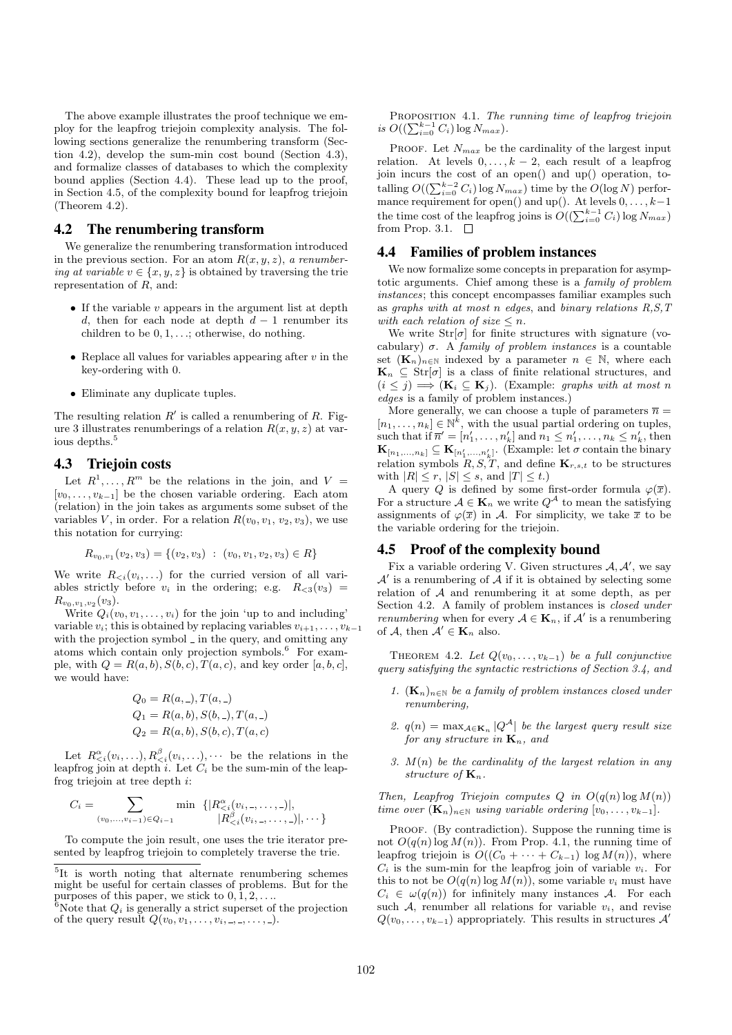The above example illustrates the proof technique we employ for the leapfrog triejoin complexity analysis. The following sections generalize the renumbering transform (Section 4.2), develop the sum-min cost bound (Section 4.3), and formalize classes of databases to which the complexity bound applies (Section 4.4). These lead up to the proof, in Section 4.5, of the complexity bound for leapfrog triejoin (Theorem 4.2).

## 4.2 The renumbering transform

We generalize the renumbering transformation introduced in the previous section. For an atom $R(x, y, z)$, *a renumbering at variable* $v \in \{x, y, z\}$ is obtained by traversing the trie representation of $R$, and:

- If the variable $v$ appears in the argument list at depth $d$, then for each node at depth $d - 1$ renumber its children to be $0, 1, \ldots$; otherwise, do nothing.
- Replace all values for variables appearing after $v$ in the key-ordering with 0.
- Eliminate any duplicate tuples.

The resulting relation $R'$ is called a renumbering of $R$. Figure 3 illustrates renumberings of a relation $R(x, y, z)$ at various depths.[5]

## 4.3 Triejoin costs

Let $R^1, \ldots, R^m$ be the relations in the join, and $V = [v_0, \ldots, v_{k-1}]$ be the chosen variable ordering. Each atom (relation) in the join takes as arguments some subset of the variables $V$, in order. For a relation $R(v_0, v_1, v_2, v_3)$, we use this notation for currying:

$$R_{v_0,v_1}(v_2, v_3) = \{(v_2, v_3) \ : \ (v_0, v_1, v_2, v_3) \in R\}$$

We write $R_{<i}(v_i, \ldots)$ for the curried version of all variables strictly before $v_i$ in the ordering; e.g. $R_{<3}(v_3) = R_{v_0,v_1,v_2}(v_3)$.

Write $Q_i(v_0, v_1, \ldots, v_i)$ for the join 'up to and including' variable $v_i$; this is obtained by replacing variables $v_{i+1}, \ldots, v_{k-1}$ with the projection symbol $\_$ in the query, and omitting any atoms which contain only projection symbols.[6] For example, with $Q = R(a, b), S(b, c), T(a, c)$, and key order $[a, b, c]$, we would have:

$$\begin{aligned} Q_0 &= R(a, \_), T(a, \_) \\ Q_1 &= R(a, b), S(b, \_), T(a, \_) \\ Q_2 &= R(a, b), S(b, c), T(a, c) \end{aligned}$$

Let $R^\alpha_{<i}(v_i, \ldots), R^\beta_{<i}(v_i, \ldots), \cdots$ be the relations in the leapfrog join at depth $i$. Let $C_i$ be the sum-min of the leapfrog triejoin at tree depth $i$:

$$C_i = \sum_{(v_0,\ldots,v_{i-1}) \in Q_{i-1}} \min \ \{|R^\alpha_{<i}(v_i, \_, \ldots, \_)|, |R^\beta_{<i}(v_i, \_, \ldots, \_)|, \cdots\}$$

To compute the join result, one uses the trie iterator presented by leapfrog triejoin to completely traverse the trie.

[5] It is worth noting that alternate renumbering schemes might be useful for certain classes of problems. But for the purposes of this paper, we stick to $0, 1, 2, \ldots$.

[6] Note that $Q_i$ is generally a strict superset of the projection of the query result $Q(v_0, v_1, \ldots, v_i, \_, \_, \ldots, \_)$.

PROPOSITION 4.1. *The running time of leapfrog triejoin is* $O((\sum_{i=0}^{k-1} C_i) \log N_{max})$.

PROOF. Let $N_{max}$ be the cardinality of the largest input relation. At levels $0, \ldots, k-2$, each result of a leapfrog join incurs the cost of an open() and up() operation, totalling $O((\sum_{i=0}^{k-2} C_i) \log N_{max})$ time by the $O(\log N)$ performance requirement for open() and up(). At levels $0, \ldots, k-1$ the time cost of the leapfrog joins is $O((\sum_{i=0}^{k-1} C_i) \log N_{max})$ from Prop. 3.1. □

## 4.4 Families of problem instances

We now formalize some concepts in preparation for asymptotic arguments. Chief among these is a *family of problem instances*; this concept encompasses familiar examples such as *graphs with at most n edges*, and *binary relations R,S,T with each relation of size ≤ n*.

We write $\mathrm{Str}[\sigma]$ for finite structures with signature (vocabulary) $\sigma$. A *family of problem instances* is a countable set $(\mathbf{K}_n)_{n \in \mathbb{N}}$ indexed by a parameter $n \in \mathbb{N}$, where each $\mathbf{K}_n \subseteq \mathrm{Str}[\sigma]$ is a class of finite relational structures, and $(i \le j) \implies (\mathbf{K}_i \subseteq \mathbf{K}_j)$. (Example: *graphs with at most n edges* is a family of problem instances.)

More generally, we can choose a tuple of parameters $\overline{n} = [n_1, \ldots, n_k] \in \mathbb{N}^k$, with the usual partial ordering on tuples, such that if $\overline{n}' = [n'_1, \ldots, n'_k]$ and $n_1 \le n'_1, \ldots, n_k \le n'_k$, then $\mathbf{K}_{[n_1,\ldots,n_k]} \subseteq \mathbf{K}_{[n'_1,\ldots,n'_k]}$. (Example: let $\sigma$ contain the binary relation symbols $R, S, T$, and define $\mathbf{K}_{r,s,t}$ to be structures with $|R| \le r$, $|S| \le s$, and $|T| \le t$.)

A query $Q$ is defined by some first-order formula $\varphi(\overline{x})$. For a structure $\mathcal{A} \in \mathbf{K}_n$ we write $Q^{\mathcal{A}}$ to mean the satisfying assignments of $\varphi(\overline{x})$ in $\mathcal{A}$. For simplicity, we take $\overline{x}$ to be the variable ordering for the triejoin.

## 4.5 Proof of the complexity bound

Fix a variable ordering V. Given structures $\mathcal{A}, \mathcal{A}'$, we say $\mathcal{A}'$ is a renumbering of $\mathcal{A}$ if it is obtained by selecting some relation of $\mathcal{A}$ and renumbering it at some depth, as per Section 4.2. A family of problem instances is *closed under renumbering* when for every $\mathcal{A} \in \mathbf{K}_n$, if $\mathcal{A}'$ is a renumbering of $\mathcal{A}$, then $\mathcal{A}' \in \mathbf{K}_n$ also.

THEOREM 4.2. *Let $Q(v_0, \ldots, v_{k-1})$ be a full conjunctive query satisfying the syntactic restrictions of Section 3.4, and*

1. *$(\mathbf{K}_n)_{n \in \mathbb{N}}$ be a family of problem instances closed under renumbering,*
2. *$q(n) = \max_{\mathcal{A} \in \mathbf{K}_n} |Q^{\mathcal{A}}|$ be the largest query result size for any structure in $\mathbf{K}_n$, and*
3. *$M(n)$ be the cardinality of the largest relation in any structure of $\mathbf{K}_n$.*

*Then, Leapfrog Triejoin computes $Q$ in $O(q(n) \log M(n))$ time over $(\mathbf{K}_n)_{n \in \mathbb{N}}$ using variable ordering $[v_0, \ldots, v_{k-1}]$.*

PROOF. (By contradiction). Suppose the running time is not $O(q(n) \log M(n))$. From Prop. 4.1, the running time of leapfrog triejoin is $O((C_0 + \cdots + C_{k-1}) \log M(n))$, where $C_i$ is the sum-min for the leapfrog join of variable $v_i$. For this to not be $O(q(n) \log M(n))$, some variable $v_i$ must have $C_i \in \omega(q(n))$ for infinitely many instances $\mathcal{A}$. For each such $\mathcal{A}$, renumber all relations for variable $v_i$, and revise $Q(v_0, \ldots, v_{k-1})$ appropriately. This results in structures $\mathcal{A}'$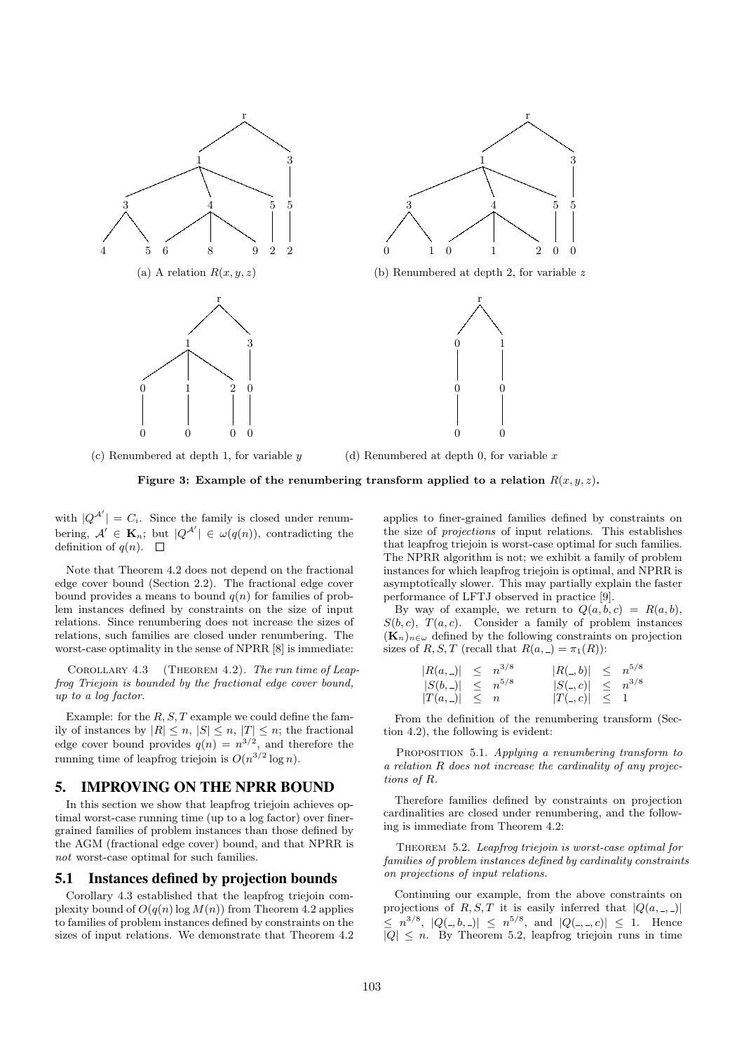(a) A relation $R(x, y, z)$

(b) Renumbered at depth 2, for variable $z$

(c) Renumbered at depth 1, for variable $y$

(d) Renumbered at depth 0, for variable $x$

**Figure 3: Example of the renumbering transform applied to a relation $R(x, y, z)$.**

with $|Q^{\mathcal{A}'}| = C_i$. Since the family is closed under renumbering, $\mathcal{A}' \in \mathbf{K}_n$; but $|Q^{\mathcal{A}'}| \in \omega(q(n))$, contradicting the definition of $q(n)$. □

Note that Theorem 4.2 does not depend on the fractional edge cover bound (Section 2.2). The fractional edge cover bound provides a means to bound $q(n)$ for families of problem instances defined by constraints on the size of input relations. Since renumbering does not increase the sizes of relations, such families are closed under renumbering. The worst-case optimality in the sense of NPRR [8] is immediate:

COROLLARY 4.3 (THEOREM 4.2). *The run time of Leapfrog Triejoin is bounded by the fractional edge cover bound, up to a log factor.*

Example: for the $R, S, T$ example we could define the family of instances by $|R| \leq n$, $|S| \leq n$, $|T| \leq n$; the fractional edge cover bound provides $q(n) = n^{3/2}$, and therefore the running time of leapfrog triejoin is $O(n^{3/2} \log n)$.

## 5. IMPROVING ON THE NPRR BOUND

In this section we show that leapfrog triejoin achieves optimal worst-case running time (up to a log factor) over finer-grained families of problem instances than those defined by the AGM (fractional edge cover) bound, and that NPRR is *not* worst-case optimal for such families.

### 5.1 Instances defined by projection bounds

Corollary 4.3 established that the leapfrog triejoin complexity bound of $O(q(n) \log M(n))$ from Theorem 4.2 applies to families of problem instances defined by constraints on the sizes of input relations. We demonstrate that Theorem 4.2 applies to finer-grained families defined by constraints on the size of *projections* of input relations. This establishes that leapfrog triejoin is worst-case optimal for such families. The NPRR algorithm is not; we exhibit a family of problem instances for which leapfrog triejoin is optimal, and NPRR is asymptotically slower. This may partially explain the faster performance of LFTJ observed in practice [9].

By way of example, we return to $Q(a, b, c) = R(a, b)$, $S(b, c)$, $T(a, c)$. Consider a family of problem instances $(\mathbf{K}_n)_{n \in \omega}$ defined by the following constraints on projection sizes of $R, S, T$ (recall that $R(a, \_) = \pi_1(R)$):

$$
\begin{array}{llllll}
|R(a, \_)| & \leq & n^{3/8} & \quad |R(\_, b)| & \leq & n^{5/8} \\
|S(b, \_)| & \leq & n^{5/8} & \quad |S(\_, c)| & \leq & n^{3/8} \\
|T(a, \_)| & \leq & n & \quad |T(\_, c)| & \leq & 1
\end{array}
$$

From the definition of the renumbering transform (Section 4.2), the following is evident:

PROPOSITION 5.1. *Applying a renumbering transform to a relation $R$ does not increase the cardinality of any projections of $R$.*

Therefore families defined by constraints on projection cardinalities are closed under renumbering, and the following is immediate from Theorem 4.2:

THEOREM 5.2. *Leapfrog triejoin is worst-case optimal for families of problem instances defined by cardinality constraints on projections of input relations.*

Continuing our example, from the above constraints on projections of $R, S, T$ it is easily inferred that $|Q(a, \_, \_)| \leq n^{3/8}$, $|Q(\_, b, \_)| \leq n^{5/8}$, and $|Q(\_, \_, c)| \leq 1$. Hence $|Q| \leq n$. By Theorem 5.2, leapfrog triejoin runs in time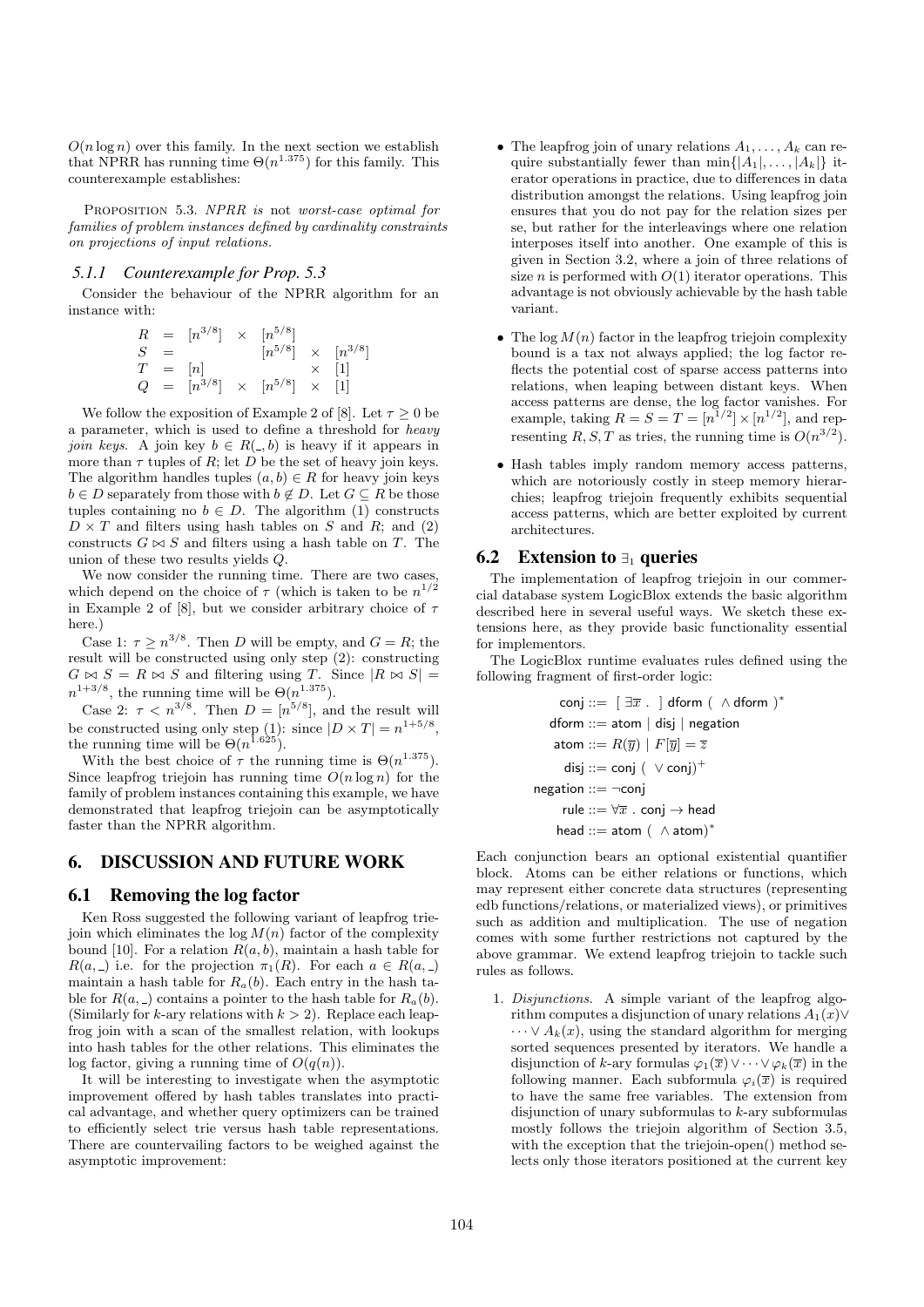$O(n \log n)$ over this family. In the next section we establish that NPRR has running time $\Theta(n^{1.375})$ for this family. This counterexample establishes:

PROPOSITION 5.3. *NPRR is* not *worst-case optimal for families of problem instances defined by cardinality constraints on projections of input relations.*

#### 5.1.1 Counterexample for Prop. 5.3

Consider the behaviour of the NPRR algorithm for an instance with:

$$
\begin{array}{lllllll}
R & = & [n^{3/8}] & \times & [n^{5/8}] & & \\
S & = & & & [n^{5/8}] & \times & [n^{3/8}] \\
T & = & [n] & & & \times & [1] \\
Q & = & [n^{3/8}] & \times & [n^{5/8}] & \times & [1]
\end{array}
$$

We follow the exposition of Example 2 of [8]. Let $\tau \geq 0$ be a parameter, which is used to define a threshold for *heavy join keys*. A join key $b \in R(\_, b)$ is heavy if it appears in more than $\tau$ tuples of $R$; let $D$ be the set of heavy join keys. The algorithm handles tuples $(a, b) \in R$ for heavy join keys $b \in D$ separately from those with $b \notin D$. Let $G \subseteq R$ be those tuples containing no $b \in D$. The algorithm (1) constructs $D \times T$ and filters using hash tables on $S$ and $R$; and (2) constructs $G \bowtie S$ and filters using a hash table on $T$. The union of these two results yields $Q$.

We now consider the running time. There are two cases, which depend on the choice of $\tau$ (which is taken to be $n^{1/2}$ in Example 2 of [8], but we consider arbitrary choice of $\tau$ here.)

Case 1: $\tau \geq n^{3/8}$. Then $D$ will be empty, and $G = R$; the result will be constructed using only step (2): constructing $G \bowtie S = R \bowtie S$ and filtering using $T$. Since $|R \bowtie S| = n^{1+3/8}$, the running time will be $\Theta(n^{1.375})$.

Case 2: $\tau < n^{3/8}$. Then $D = [n^{5/8}]$, and the result will be constructed using only step (1): since $|D \times T| = n^{1+5/8}$, the running time will be $\Theta(n^{1.625})$.

With the best choice of $\tau$ the running time is $\Theta(n^{1.375})$. Since leapfrog triejoin has running time $O(n \log n)$ for the family of problem instances containing this example, we have demonstrated that leapfrog triejoin can be asymptotically faster than the NPRR algorithm.

## 6. DISCUSSION AND FUTURE WORK

### 6.1 Removing the log factor

Ken Ross suggested the following variant of leapfrog triejoin which eliminates the $\log M(n)$ factor of the complexity bound [10]. For a relation $R(a, b)$, maintain a hash table for $R(a, \_)$ i.e. for the projection $\pi_1(R)$. For each $a \in R(a, \_)$ maintain a hash table for $R_a(b)$. Each entry in the hash table for $R(a, \_)$ contains a pointer to the hash table for $R_a(b)$. (Similarly for $k$-ary relations with $k > 2$). Replace each leapfrog join with a scan of the smallest relation, with lookups into hash tables for the other relations. This eliminates the log factor, giving a running time of $O(q(n))$.

It will be interesting to investigate when the asymptotic improvement offered by hash tables translates into practical advantage, and whether query optimizers can be trained to efficiently select trie versus hash table representations. There are countervailing factors to be weighed against the asymptotic improvement:

- The leapfrog join of unary relations $A_1, \ldots, A_k$ can require substantially fewer than $\min\{|A_1|, \ldots, |A_k|\}$ iterator operations in practice, due to differences in data distribution amongst the relations. Using leapfrog join ensures that you do not pay for the relation sizes per se, but rather for the interleavings where one relation interposes itself into another. One example of this is given in Section 3.2, where a join of three relations of size $n$ is performed with $O(1)$ iterator operations. This advantage is not obviously achievable by the hash table variant.
- The $\log M(n)$ factor in the leapfrog triejoin complexity bound is a tax not always applied; the log factor reflects the potential cost of sparse access patterns into relations, when leaping between distant keys. When access patterns are dense, the log factor vanishes. For example, taking $R = S = T = [n^{1/2}] \times [n^{1/2}]$, and representing $R, S, T$ as tries, the running time is $O(n^{3/2})$.
- Hash tables imply random memory access patterns, which are notoriously costly in steep memory hierarchies; leapfrog triejoin frequently exhibits sequential access patterns, which are better exploited by current architectures.

### 6.2 Extension to $\exists_1$ queries

The implementation of leapfrog triejoin in our commercial database system LogicBlox extends the basic algorithm described here in several useful ways. We sketch these extensions here, as they provide basic functionality essential for implementors.

The LogicBlox runtime evaluates rules defined using the following fragment of first-order logic:

$$
\begin{aligned}
\mathsf{conj} &::= \ [\ \exists \overline{x}\ .\ ]\ \mathsf{dform}\ (\ \wedge \mathsf{dform}\ )^* \\
\mathsf{dform} &::= \mathsf{atom} \mid \mathsf{disj} \mid \mathsf{negation} \\
\mathsf{atom} &::= R(\overline{y}) \mid F[\overline{y}] = \overline{z} \\
\mathsf{disj} &::= \mathsf{conj}\ (\ \vee \mathsf{conj})^+ \\
\mathsf{negation} &::= \neg \mathsf{conj} \\
\mathsf{rule} &::= \forall \overline{x}\ .\ \mathsf{conj} \rightarrow \mathsf{head} \\
\mathsf{head} &::= \mathsf{atom}\ (\ \wedge \mathsf{atom})^*
\end{aligned}
$$

Each conjunction bears an optional existential quantifier block. Atoms can be either relations or functions, which may represent either concrete data structures (representing edb functions/relations, or materialized views), or primitives such as addition and multiplication. The use of negation comes with some further restrictions not captured by the above grammar. We extend leapfrog triejoin to tackle such rules as follows.

1. *Disjunctions.* A simple variant of the leapfrog algorithm computes a disjunction of unary relations $A_1(x) \vee \cdots \vee A_k(x)$, using the standard algorithm for merging sorted sequences presented by iterators. We handle a disjunction of $k$-ary formulas $\varphi_1(\overline{x}) \vee \cdots \vee \varphi_k(\overline{x})$ in the following manner. Each subformula $\varphi_i(\overline{x})$ is required to have the same free variables. The extension from disjunction of unary subformulas to $k$-ary subformulas mostly follows the triejoin algorithm of Section 3.5, with the exception that the triejoin-open() method selects only those iterators positioned at the current key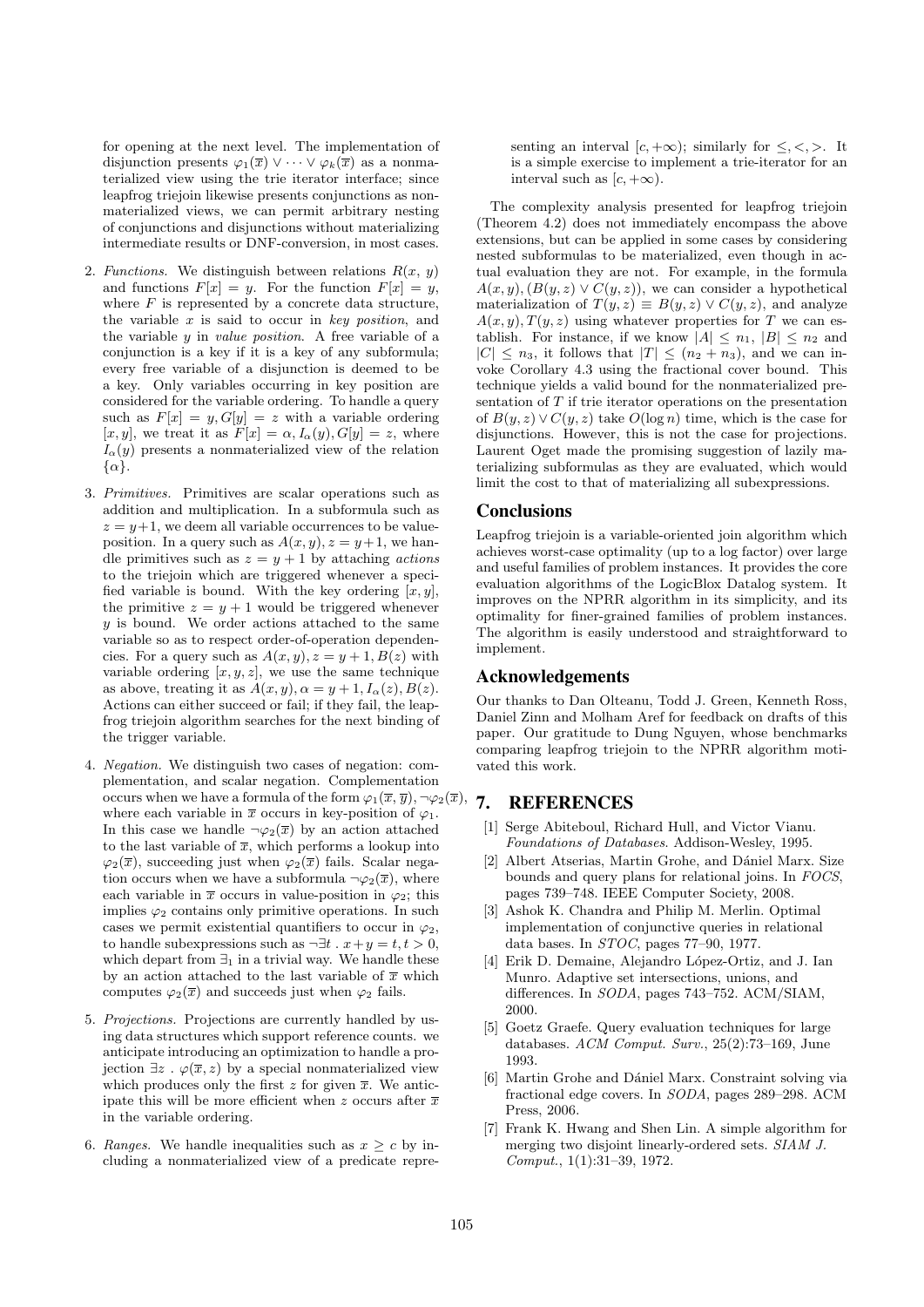for opening at the next level. The implementation of disjunction presents $\varphi_1(\overline{x}) \vee \cdots \vee \varphi_k(\overline{x})$ as a nonmaterialized view using the trie iterator interface; since leapfrog triejoin likewise presents conjunctions as nonmaterialized views, we can permit arbitrary nesting of conjunctions and disjunctions without materializing intermediate results or DNF-conversion, in most cases.

2. *Functions.* We distinguish between relations $R(x, y)$ and functions $F[x] = y$. For the function $F[x] = y$, where $F$ is represented by a concrete data structure, the variable $x$ is said to occur in *key position*, and the variable $y$ in *value position*. A free variable of a conjunction is a key if it is a key of any subformula; every free variable of a disjunction is deemed to be a key. Only variables occurring in key position are considered for the variable ordering. To handle a query such as $F[x] = y, G[y] = z$ with a variable ordering $[x, y]$, we treat it as $F[x] = \alpha, I_\alpha(y), G[y] = z$, where $I_\alpha(y)$ presents a nonmaterialized view of the relation $\{\alpha\}$.

3. *Primitives.* Primitives are scalar operations such as addition and multiplication. In a subformula such as $z = y+1$, we deem all variable occurrences to be value-position. In a query such as $A(x, y), z = y+1$, we handle primitives such as $z = y + 1$ by attaching *actions* to the triejoin which are triggered whenever a specified variable is bound. With the key ordering $[x, y]$, the primitive $z = y + 1$ would be triggered whenever $y$ is bound. We order actions attached to the same variable so as to respect order-of-operation dependencies. For a query such as $A(x, y), z = y + 1, B(z)$ with variable ordering $[x, y, z]$, we use the same technique as above, treating it as $A(x, y), \alpha = y + 1, I_\alpha(z), B(z)$. Actions can either succeed or fail; if they fail, the leapfrog triejoin algorithm searches for the next binding of the trigger variable.

4. *Negation.* We distinguish two cases of negation: complementation, and scalar negation. Complementation occurs when we have a formula of the form $\varphi_1(\overline{x}, \overline{y}), \neg\varphi_2(\overline{x})$, where each variable in $\overline{x}$ occurs in key-position of $\varphi_1$. In this case we handle $\neg\varphi_2(\overline{x})$ by an action attached to the last variable of $\overline{x}$, which performs a lookup into $\varphi_2(\overline{x})$, succeeding just when $\varphi_2(\overline{x})$ fails. Scalar negation occurs when we have a subformula $\neg\varphi_2(\overline{x})$, where each variable in $\overline{x}$ occurs in value-position in $\varphi_2$; this implies $\varphi_2$ contains only primitive operations. In such cases we permit existential quantifiers to occur in $\varphi_2$, to handle subexpressions such as $\neg\exists t \,.\, x+y = t, t > 0$, which depart from $\exists_1$ in a trivial way. We handle these by an action attached to the last variable of $\overline{x}$ which computes $\varphi_2(\overline{x})$ and succeeds just when $\varphi_2$ fails.

5. *Projections.* Projections are currently handled by using data structures which support reference counts. we anticipate introducing an optimization to handle a projection $\exists z \,.\, \varphi(\overline{x}, z)$ by a special nonmaterialized view which produces only the first $z$ for given $\overline{x}$. We anticipate this will be more efficient when $z$ occurs after $\overline{x}$ in the variable ordering.

6. *Ranges.* We handle inequalities such as $x \geq c$ by including a nonmaterialized view of a predicate representing an interval $[c, +\infty)$; similarly for $\leq, <, >$. It is a simple exercise to implement a trie-iterator for an interval such as $[c, +\infty)$.

The complexity analysis presented for leapfrog triejoin (Theorem 4.2) does not immediately encompass the above extensions, but can be applied in some cases by considering nested subformulas to be materialized, even though in actual evaluation they are not. For example, in the formula $A(x, y), (B(y, z) \vee C(y, z))$, we can consider a hypothetical materialization of $T(y, z) \equiv B(y, z) \vee C(y, z)$, and analyze $A(x, y), T(y, z)$ using whatever properties for $T$ we can establish. For instance, if we know $|A| \leq n_1$, $|B| \leq n_2$ and $|C| \leq n_3$, it follows that $|T| \leq (n_2 + n_3)$, and we can invoke Corollary 4.3 using the fractional cover bound. This technique yields a valid bound for the nonmaterialized presentation of $T$ if trie iterator operations on the presentation of $B(y, z) \vee C(y, z)$ take $O(\log n)$ time, which is the case for disjunctions. However, this is not the case for projections. Laurent Oget made the promising suggestion of lazily materializing subformulas as they are evaluated, which would limit the cost to that of materializing all subexpressions.

## Conclusions

Leapfrog triejoin is a variable-oriented join algorithm which achieves worst-case optimality (up to a log factor) over large and useful families of problem instances. It provides the core evaluation algorithms of the LogicBlox Datalog system. It improves on the NPRR algorithm in its simplicity, and its optimality for finer-grained families of problem instances. The algorithm is easily understood and straightforward to implement.

## Acknowledgements

Our thanks to Dan Olteanu, Todd J. Green, Kenneth Ross, Daniel Zinn and Molham Aref for feedback on drafts of this paper. Our gratitude to Dung Nguyen, whose benchmarks comparing leapfrog triejoin to the NPRR algorithm motivated this work.

# 7. REFERENCES

[1] Serge Abiteboul, Richard Hull, and Victor Vianu. *Foundations of Databases*. Addison-Wesley, 1995.

[2] Albert Atserias, Martin Grohe, and Dániel Marx. Size bounds and query plans for relational joins. In *FOCS*, pages 739–748. IEEE Computer Society, 2008.

[3] Ashok K. Chandra and Philip M. Merlin. Optimal implementation of conjunctive queries in relational data bases. In *STOC*, pages 77–90, 1977.

[4] Erik D. Demaine, Alejandro López-Ortiz, and J. Ian Munro. Adaptive set intersections, unions, and differences. In *SODA*, pages 743–752. ACM/SIAM, 2000.

[5] Goetz Graefe. Query evaluation techniques for large databases. *ACM Comput. Surv.*, 25(2):73–169, June 1993.

[6] Martin Grohe and Dániel Marx. Constraint solving via fractional edge covers. In *SODA*, pages 289–298. ACM Press, 2006.

[7] Frank K. Hwang and Shen Lin. A simple algorithm for merging two disjoint linearly-ordered sets. *SIAM J. Comput.*, 1(1):31–39, 1972.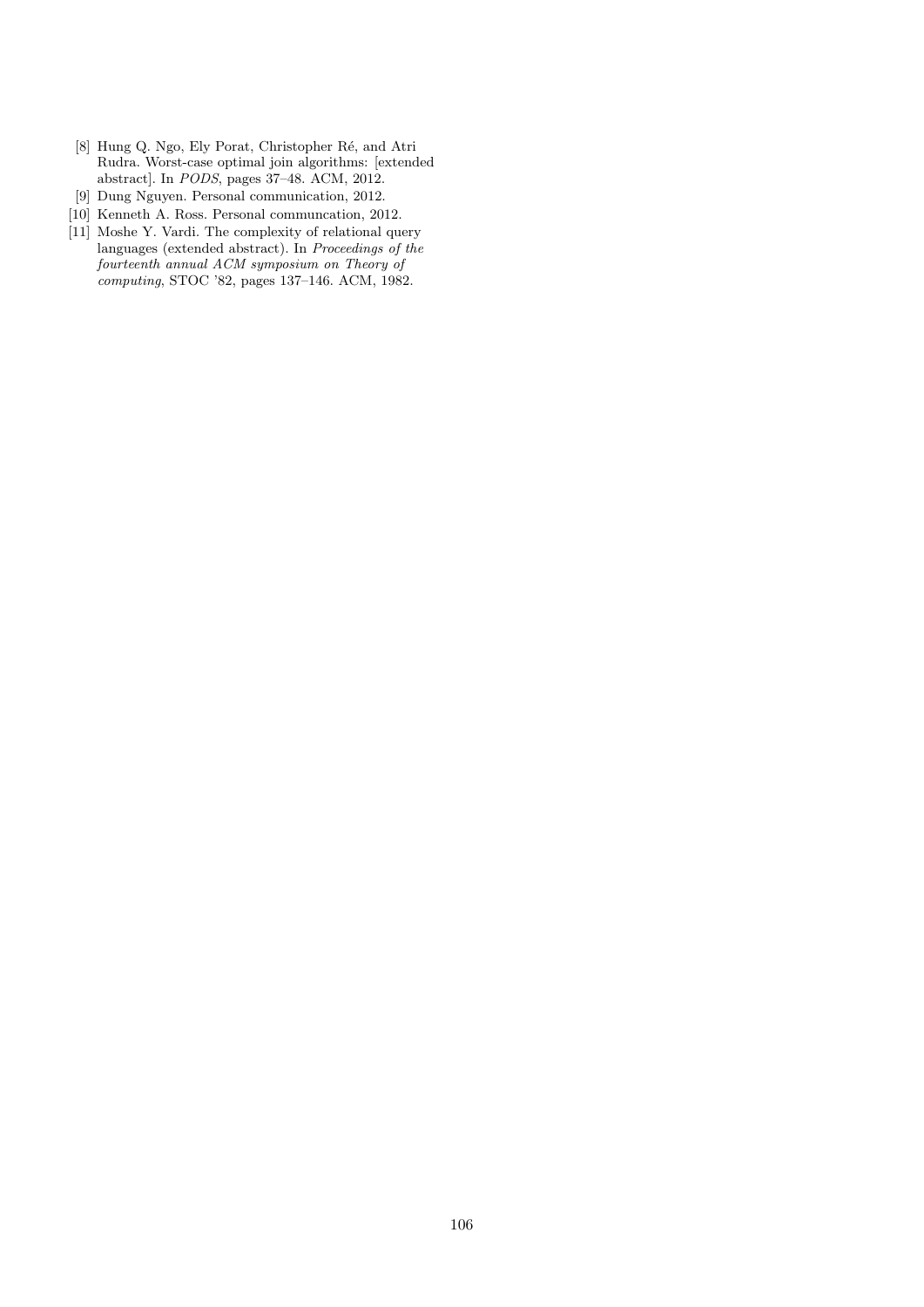[8] Hung Q. Ngo, Ely Porat, Christopher Ré, and Atri Rudra. Worst-case optimal join algorithms: [extended abstract]. In *PODS*, pages 37–48. ACM, 2012.

[9] Dung Nguyen. Personal communication, 2012.

[10] Kenneth A. Ross. Personal communcation, 2012.

[11] Moshe Y. Vardi. The complexity of relational query languages (extended abstract). In *Proceedings of the fourteenth annual ACM symposium on Theory of computing*, STOC '82, pages 137–146. ACM, 1982.